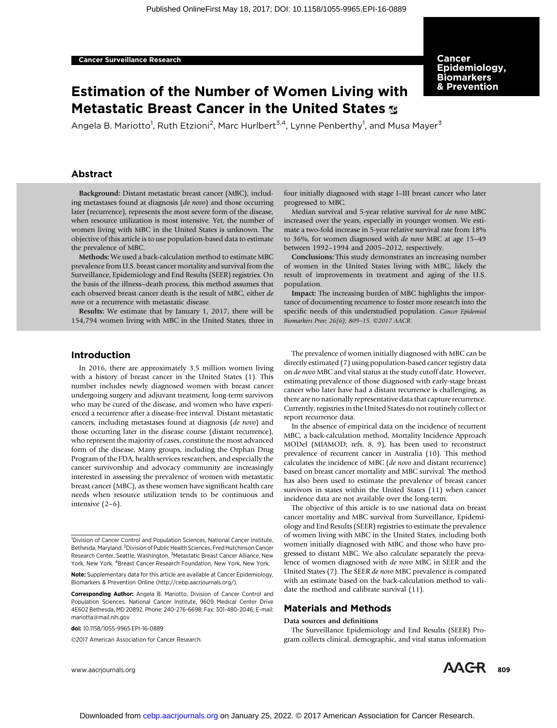Cancer Surveillance Research

# Estimation of the Number of Women Living with Metastatic Breast Cancer in the United States

Angela B. Mariotto[1], Ruth Etzioni[2], Marc Hurlbert[3,4], Lynne Penberthy[1], and Musa Mayer[3]

## Abstract

**Background:** Distant metastatic breast cancer (MBC), including metastases found at diagnosis (*de novo*) and those occurring later (recurrence), represents the most severe form of the disease, when resource utilization is most intensive. Yet, the number of women living with MBC in the United States is unknown. The objective of this article is to use population-based data to estimate the prevalence of MBC.

**Methods:** We used a back-calculation method to estimate MBC prevalence from U.S. breast cancer mortality and survival from the Surveillance, Epidemiology and End Results (SEER) registries. On the basis of the illness–death process, this method assumes that each observed breast cancer death is the result of MBC, either *de novo* or a recurrence with metastatic disease.

**Results:** We estimate that by January 1, 2017, there will be 154,794 women living with MBC in the United States, three in four initially diagnosed with stage I–III breast cancer who later progressed to MBC.

Median survival and 5-year relative survival for *de novo* MBC increased over the years, especially in younger women. We estimate a two-fold increase in 5-year relative survival rate from 18% to 36%, for women diagnosed with *de novo* MBC at age 15–49 between 1992–1994 and 2005–2012, respectively.

**Conclusions:** This study demonstrates an increasing number of women in the United States living with MBC, likely the result of improvements in treatment and aging of the U.S. population.

**Impact:** The increasing burden of MBC highlights the importance of documenting recurrence to foster more research into the specific needs of this understudied population. *Cancer Epidemiol Biomarkers Prev; 26(6); 809–15. ©2017 AACR.*

## Introduction

In 2016, there are approximately 3.5 million women living with a history of breast cancer in the United States (1). This number includes newly diagnosed women with breast cancer undergoing surgery and adjuvant treatment, long-term survivors who may be cured of the disease, and women who have experienced a recurrence after a disease-free interval. Distant metastatic cancers, including metastases found at diagnosis (*de novo*) and those occurring later in the disease course (distant recurrence), who represent the majority of cases, constitute the most advanced form of the disease. Many groups, including the Orphan Drug Program of the FDA, health services researchers, and especially the cancer survivorship and advocacy community are increasingly interested in assessing the prevalence of women with metastatic breast cancer (MBC), as these women have significant health care needs when resource utilization tends to be continuous and intensive (2–6).

The prevalence of women initially diagnosed with MBC can be directly estimated (7) using population-based cancer registry data on *de novo* MBC and vital status at the study cutoff date. However, estimating prevalence of those diagnosed with early-stage breast cancer who later have had a distant recurrence is challenging, as there are no nationally representative data that capture recurrence. Currently, registries in the United States do not routinely collect or report recurrence data.

In the absence of empirical data on the incidence of recurrent MBC, a back-calculation method, Mortality Incidence Approach MODel (MIAMOD; refs. 8, 9), has been used to reconstruct prevalence of recurrent cancer in Australia (10). This method calculates the incidence of MBC (*de novo* and distant recurrence) based on breast cancer mortality and MBC survival. The method has also been used to estimate the prevalence of breast cancer survivors in states within the United States (11) when cancer incidence data are not available over the long-term.

The objective of this article is to use national data on breast cancer mortality and MBC survival from Surveillance, Epidemiology and End Results (SEER) registries to estimate the prevalence of women living with MBC in the United States, including both women initially diagnosed with MBC and those who have progressed to distant MBC. We also calculate separately the prevalence of women diagnosed with *de novo* MBC in SEER and the United States (7). The SEER *de novo* MBC prevalence is compared with an estimate based on the back-calculation method to validate the method and calibrate survival (11).

## Materials and Methods

### Data sources and definitions

The Surveillance Epidemiology and End Results (SEER) Program collects clinical, demographic, and vital status information

---

[1]Division of Cancer Control and Population Sciences, National Cancer Institute, Bethesda, Maryland. [2]Division of Public Health Sciences, Fred Hutchinson Cancer Research Center, Seattle, Washington. [3]Metastatic Breast Cancer Alliance, New York, New York. [4]Breast Cancer Research Foundation, New York, New York.

**Note:** Supplementary data for this article are available at Cancer Epidemiology, Biomarkers & Prevention Online (http://cebp.aacrjournals.org/).

**Corresponding Author:** Angela B. Mariotto, Division of Cancer Control and Population Sciences, National Cancer Institute, 9609 Medical Center Drive 4E602 Bethesda, MD 20892. Phone: 240-276-6698; Fax: 301-480-2046; E-mail: mariotta@mail.nih.gov

**doi:** 10.1158/1055-9965.EPI-16-0889

©2017 American Association for Cancer Research.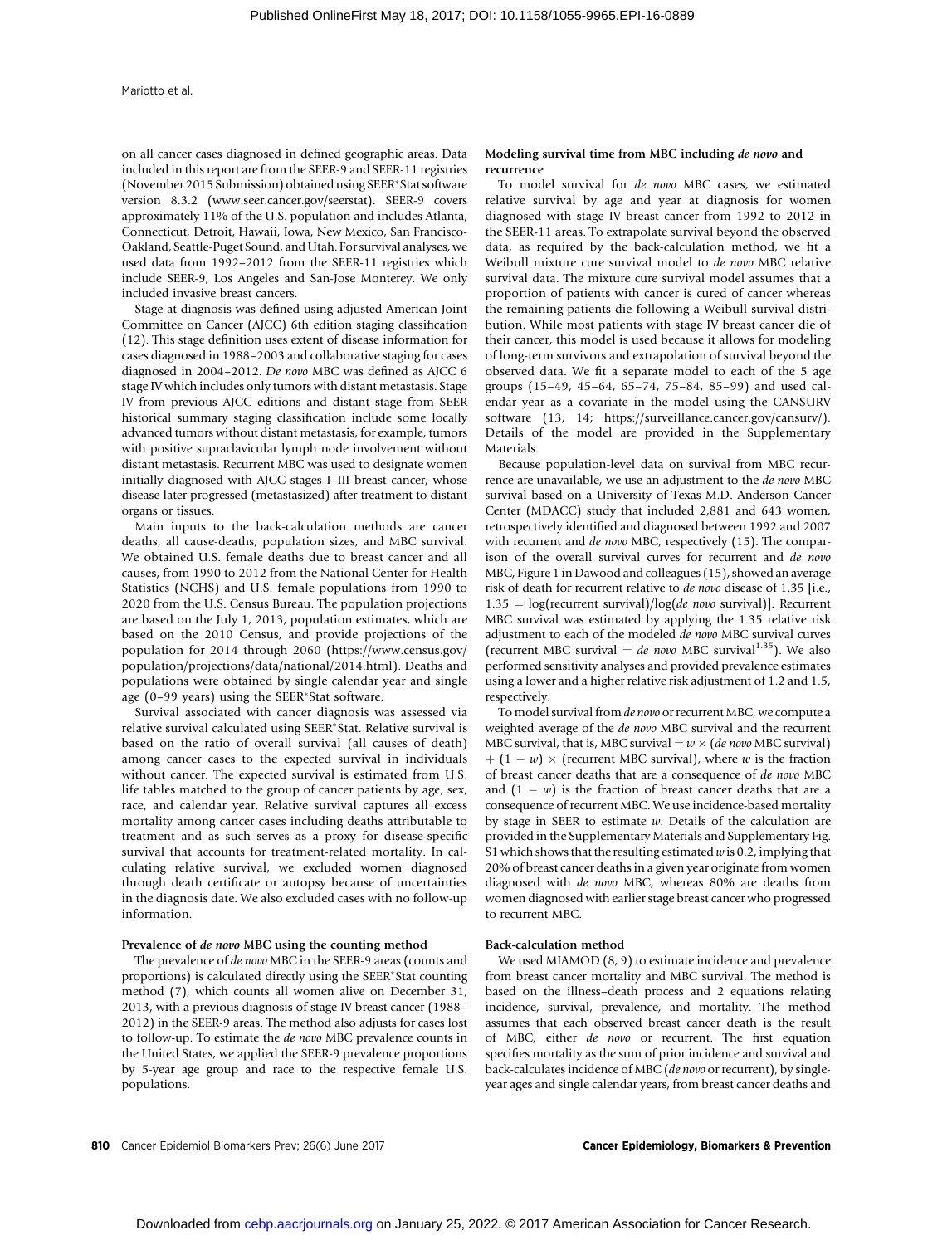on all cancer cases diagnosed in defined geographic areas. Data included in this report are from the SEER-9 and SEER-11 registries (November 2015 Submission) obtained using SEER*Stat software version 8.3.2 (www.seer.cancer.gov/seerstat). SEER-9 covers approximately 11% of the U.S. population and includes Atlanta, Connecticut, Detroit, Hawaii, Iowa, New Mexico, San Francisco-Oakland, Seattle-Puget Sound, and Utah. For survival analyses, we used data from 1992–2012 from the SEER-11 registries which include SEER-9, Los Angeles and San-Jose Monterey. We only included invasive breast cancers.

Stage at diagnosis was defined using adjusted American Joint Committee on Cancer (AJCC) 6th edition staging classification (12). This stage definition uses extent of disease information for cases diagnosed in 1988–2003 and collaborative staging for cases diagnosed in 2004–2012. *De novo* MBC was defined as AJCC 6 stage IV which includes only tumors with distant metastasis. Stage IV from previous AJCC editions and distant stage from SEER historical summary staging classification include some locally advanced tumors without distant metastasis, for example, tumors with positive supraclavicular lymph node involvement without distant metastasis. Recurrent MBC was used to designate women initially diagnosed with AJCC stages I–III breast cancer, whose disease later progressed (metastasized) after treatment to distant organs or tissues.

Main inputs to the back-calculation methods are cancer deaths, all cause-deaths, population sizes, and MBC survival. We obtained U.S. female deaths due to breast cancer and all causes, from 1990 to 2012 from the National Center for Health Statistics (NCHS) and U.S. female populations from 1990 to 2020 from the U.S. Census Bureau. The population projections are based on the July 1, 2013, population estimates, which are based on the 2010 Census, and provide projections of the population for 2014 through 2060 (https://www.census.gov/population/projections/data/national/2014.html). Deaths and populations were obtained by single calendar year and single age (0–99 years) using the SEER*Stat software.

Survival associated with cancer diagnosis was assessed via relative survival calculated using SEER*Stat. Relative survival is based on the ratio of overall survival (all causes of death) among cancer cases to the expected survival in individuals without cancer. The expected survival is estimated from U.S. life tables matched to the group of cancer patients by age, sex, race, and calendar year. Relative survival captures all excess mortality among cancer cases including deaths attributable to treatment and as such serves as a proxy for disease-specific survival that accounts for treatment-related mortality. In calculating relative survival, we excluded women diagnosed through death certificate or autopsy because of uncertainties in the diagnosis date. We also excluded cases with no follow-up information.

### Prevalence of *de novo* MBC using the counting method

The prevalence of *de novo* MBC in the SEER-9 areas (counts and proportions) is calculated directly using the SEER*Stat counting method (7), which counts all women alive on December 31, 2013, with a previous diagnosis of stage IV breast cancer (1988–2012) in the SEER-9 areas. The method also adjusts for cases lost to follow-up. To estimate the *de novo* MBC prevalence counts in the United States, we applied the SEER-9 prevalence proportions by 5-year age group and race to the respective female U.S. populations.

### Modeling survival time from MBC including *de novo* and recurrence

To model survival for *de novo* MBC cases, we estimated relative survival by age and year at diagnosis for women diagnosed with stage IV breast cancer from 1992 to 2012 in the SEER-11 areas. To extrapolate survival beyond the observed data, as required by the back-calculation method, we fit a Weibull mixture cure survival model to *de novo* MBC relative survival data. The mixture cure survival model assumes that a proportion of patients with cancer is cured of cancer whereas the remaining patients die following a Weibull survival distribution. While most patients with stage IV breast cancer die of their cancer, this model is used because it allows for modeling of long-term survivors and extrapolation of survival beyond the observed data. We fit a separate model to each of the 5 age groups (15–49, 45–64, 65–74, 75–84, 85–99) and used calendar year as a covariate in the model using the CANSURV software (13, 14; https://surveillance.cancer.gov/cansurv/). Details of the model are provided in the Supplementary Materials.

Because population-level data on survival from MBC recurrence are unavailable, we use an adjustment to the *de novo* MBC survival based on a University of Texas M.D. Anderson Cancer Center (MDACC) study that included 2,881 and 643 women, retrospectively identified and diagnosed between 1992 and 2007 with recurrent and *de novo* MBC, respectively (15). The comparison of the overall survival curves for recurrent and *de novo* MBC, Figure 1 in Dawood and colleagues (15), showed an average risk of death for recurrent relative to *de novo* disease of 1.35 [i.e., 1.35 = log(recurrent survival)/log(*de novo* survival)]. Recurrent MBC survival was estimated by applying the 1.35 relative risk adjustment to each of the modeled *de novo* MBC survival curves (recurrent MBC survival = *de novo* MBC survival$^{1.35}$). We also performed sensitivity analyses and provided prevalence estimates using a lower and a higher relative risk adjustment of 1.2 and 1.5, respectively.

To model survival from *de novo* or recurrent MBC, we compute a weighted average of the *de novo* MBC survival and the recurrent MBC survival, that is, MBC survival = $w$ × (*de novo* MBC survival) + $(1 - w)$ × (recurrent MBC survival), where $w$ is the fraction of breast cancer deaths that are a consequence of *de novo* MBC and $(1 - w)$ is the fraction of breast cancer deaths that are a consequence of recurrent MBC. We use incidence-based mortality by stage in SEER to estimate $w$. Details of the calculation are provided in the Supplementary Materials and Supplementary Fig. S1 which shows that the resulting estimated $w$ is 0.2, implying that 20% of breast cancer deaths in a given year originate from women diagnosed with *de novo* MBC, whereas 80% are deaths from women diagnosed with earlier stage breast cancer who progressed to recurrent MBC.

### Back-calculation method

We used MIAMOD (8, 9) to estimate incidence and prevalence from breast cancer mortality and MBC survival. The method is based on the illness–death process and 2 equations relating incidence, survival, prevalence, and mortality. The method assumes that each observed breast cancer death is the result of MBC, either *de novo* or recurrent. The first equation specifies mortality as the sum of prior incidence and survival and back-calculates incidence of MBC (*de novo* or recurrent), by single-year ages and single calendar years, from breast cancer deaths and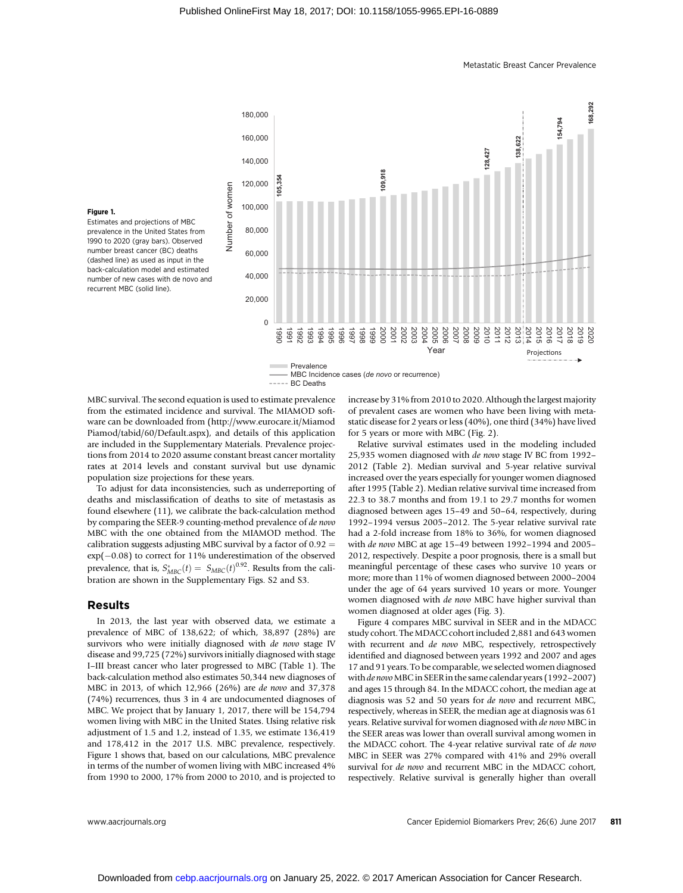**Figure 1.**
Estimates and projections of MBC prevalence in the United States from 1990 to 2020 (gray bars). Observed number breast cancer (BC) deaths (dashed line) as used as input in the back-calculation model and estimated number of new cases with de novo and recurrent MBC (solid line).

MBC survival. The second equation is used to estimate prevalence from the estimated incidence and survival. The MIAMOD software can be downloaded from (http://www.eurocare.it/MiamodPiamod/tabid/60/Default.aspx), and details of this application are included in the Supplementary Materials. Prevalence projections from 2014 to 2020 assume constant breast cancer mortality rates at 2014 levels and constant survival but use dynamic population size projections for these years.

To adjust for data inconsistencies, such as underreporting of deaths and misclassification of deaths to site of metastasis as found elsewhere (11), we calibrate the back-calculation method by comparing the SEER-9 counting-method prevalence of *de novo* MBC with the one obtained from the MIAMOD method. The calibration suggests adjusting MBC survival by a factor of $0.92 = \exp(-0.08)$ to correct for 11% underestimation of the observed prevalence, that is, $S^{*}_{MBC}(t) = S_{MBC}(t)^{0.92}$. Results from the calibration are shown in the Supplementary Figs. S2 and S3.

## Results

In 2013, the last year with observed data, we estimate a prevalence of MBC of 138,622; of which, 38,897 (28%) are survivors who were initially diagnosed with *de novo* stage IV disease and 99,725 (72%) survivors initially diagnosed with stage I–III breast cancer who later progressed to MBC (Table 1). The back-calculation method also estimates 50,344 new diagnoses of MBC in 2013, of which 12,966 (26%) are *de novo* and 37,378 (74%) recurrences, thus 3 in 4 are undocumented diagnoses of MBC. We project that by January 1, 2017, there will be 154,794 women living with MBC in the United States. Using relative risk adjustment of 1.5 and 1.2, instead of 1.35, we estimate 136,419 and 178,412 in the 2017 U.S. MBC prevalence, respectively. Figure 1 shows that, based on our calculations, MBC prevalence in terms of the number of women living with MBC increased 4% from 1990 to 2000, 17% from 2000 to 2010, and is projected to increase by 31% from 2010 to 2020. Although the largest majority of prevalent cases are women who have been living with metastatic disease for 2 years or less (40%), one third (34%) have lived for 5 years or more with MBC (Fig. 2).

Relative survival estimates used in the modeling included 25,935 women diagnosed with *de novo* stage IV BC from 1992–2012 (Table 2). Median survival and 5-year relative survival increased over the years especially for younger women diagnosed after 1995 (Table 2). Median relative survival time increased from 22.3 to 38.7 months and from 19.1 to 29.7 months for women diagnosed between ages 15–49 and 50–64, respectively, during 1992–1994 versus 2005–2012. The 5-year relative survival rate had a 2-fold increase from 18% to 36%, for women diagnosed with *de novo* MBC at age 15–49 between 1992–1994 and 2005–2012, respectively. Despite a poor prognosis, there is a small but meaningful percentage of these cases who survive 10 years or more; more than 11% of women diagnosed between 2000–2004 under the age of 64 years survived 10 years or more. Younger women diagnosed with *de novo* MBC have higher survival than women diagnosed at older ages (Fig. 3).

Figure 4 compares MBC survival in SEER and in the MDACC study cohort. The MDACC cohort included 2,881 and 643 women with recurrent and *de novo* MBC, respectively, retrospectively identified and diagnosed between years 1992 and 2007 and ages 17 and 91 years. To be comparable, we selected women diagnosed with *de novo* MBC in SEER in the same calendar years (1992–2007) and ages 15 through 84. In the MDACC cohort, the median age at diagnosis was 52 and 50 years for *de novo* and recurrent MBC, respectively, whereas in SEER, the median age at diagnosis was 61 years. Relative survival for women diagnosed with *de novo* MBC in the SEER areas was lower than overall survival among women in the MDACC cohort. The 4-year relative survival rate of *de novo* MBC in SEER was 27% compared with 41% and 29% overall survival for *de novo* and recurrent MBC in the MDACC cohort, respectively. Relative survival is generally higher than overall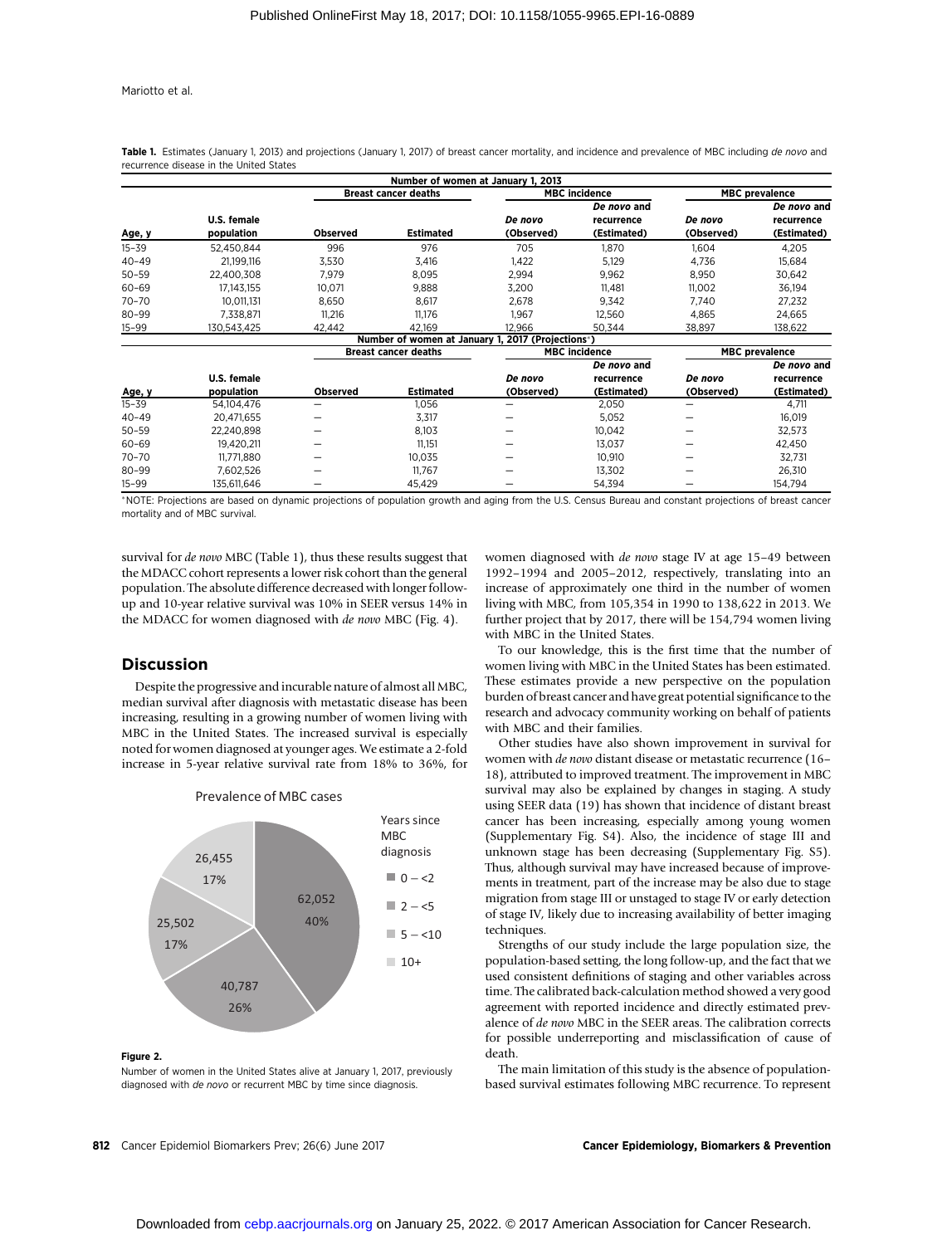**Table 1.** Estimates (January 1, 2013) and projections (January 1, 2017) of breast cancer mortality, and incidence and prevalence of MBC including *de novo* and recurrence disease in the United States

| | | Number of women at January 1, 2013 | | | | | |
|---|---|---|---|---|---|---|---|
| | | Breast cancer deaths | | MBC incidence | | MBC prevalence | |
| Age, y | U.S. female population | Observed | Estimated | *De novo* (Observed) | *De novo* and recurrence (Estimated) | *De novo* (Observed) | *De novo* and recurrence (Estimated) |
| 15–39 | 52,450,844 | 996 | 976 | 705 | 1,870 | 1,604 | 4,205 |
| 40–49 | 21,199,116 | 3,530 | 3,416 | 1,422 | 5,129 | 4,736 | 15,684 |
| 50–59 | 22,400,308 | 7,979 | 8,095 | 2,994 | 9,962 | 8,950 | 30,642 |
| 60–69 | 17,143,155 | 10,071 | 9,888 | 3,200 | 11,481 | 11,002 | 36,194 |
| 70–70 | 10,011,131 | 8,650 | 8,617 | 2,678 | 9,342 | 7,740 | 27,232 |
| 80–99 | 7,338,871 | 11,216 | 11,176 | 1,967 | 12,560 | 4,865 | 24,665 |
| 15–99 | 130,543,425 | 42,442 | 42,169 | 12,966 | 50,344 | 38,897 | 138,622 |
| | | Number of women at January 1, 2017 (Projections*) | | | | | |
| | | Breast cancer deaths | | MBC incidence | | MBC prevalence | |
| Age, y | U.S. female population | Observed | Estimated | *De novo* (Observed) | *De novo* and recurrence (Estimated) | *De novo* (Observed) | *De novo* and recurrence (Estimated) |
| 15–39 | 54,104,476 | — | 1,056 | — | 2,050 | — | 4,711 |
| 40–49 | 20,471,655 | — | 3,317 | — | 5,052 | — | 16,019 |
| 50–59 | 22,240,898 | — | 8,103 | — | 10,042 | — | 32,573 |
| 60–69 | 19,420,211 | — | 11,151 | — | 13,037 | — | 42,450 |
| 70–70 | 11,771,880 | — | 10,035 | — | 10,910 | — | 32,731 |
| 80–99 | 7,602,526 | — | 11,767 | — | 13,302 | — | 26,310 |
| 15–99 | 135,611,646 | — | 45,429 | — | 54,394 | — | 154,794 |

*NOTE: Projections are based on dynamic projections of population growth and aging from the U.S. Census Bureau and constant projections of breast cancer mortality and of MBC survival.

survival for *de novo* MBC (Table 1), thus these results suggest that the MDACC cohort represents a lower risk cohort than the general population. The absolute difference decreased with longer follow-up and 10-year relative survival was 10% in SEER versus 14% in the MDACC for women diagnosed with *de novo* MBC (Fig. 4).

## Discussion

Despite the progressive and incurable nature of almost all MBC, median survival after diagnosis with metastatic disease has been increasing, resulting in a growing number of women living with MBC in the United States. The increased survival is especially noted for women diagnosed at younger ages. We estimate a 2-fold increase in 5-year relative survival rate from 18% to 36%, for women diagnosed with *de novo* stage IV at age 15–49 between 1992–1994 and 2005–2012, respectively, translating into an increase of approximately one third in the number of women living with MBC, from 105,354 in 1990 to 138,622 in 2013. We further project that by 2017, there will be 154,794 women living with MBC in the United States.

**Figure 2.**

Number of women in the United States alive at January 1, 2017, previously diagnosed with *de novo* or recurrent MBC by time since diagnosis.

To our knowledge, this is the first time that the number of women living with MBC in the United States has been estimated. These estimates provide a new perspective on the population burden of breast cancer and have great potential significance to the research and advocacy community working on behalf of patients with MBC and their families.

Other studies have also shown improvement in survival for women with *de novo* distant disease or metastatic recurrence (16–18), attributed to improved treatment. The improvement in MBC survival may also be explained by changes in staging. A study using SEER data (19) has shown that incidence of distant breast cancer has been increasing, especially among young women (Supplementary Fig. S4). Also, the incidence of stage III and unknown stage has been decreasing (Supplementary Fig. S5). Thus, although survival may have increased because of improvements in treatment, part of the increase may be also due to stage migration from stage III or unstaged to stage IV or early detection of stage IV, likely due to increasing availability of better imaging techniques.

Strengths of our study include the large population size, the population-based setting, the long follow-up, and the fact that we used consistent definitions of staging and other variables across time. The calibrated back-calculation method showed a very good agreement with reported incidence and directly estimated prevalence of *de novo* MBC in the SEER areas. The calibration corrects for possible underreporting and misclassification of cause of death.

The main limitation of this study is the absence of population-based survival estimates following MBC recurrence. To represent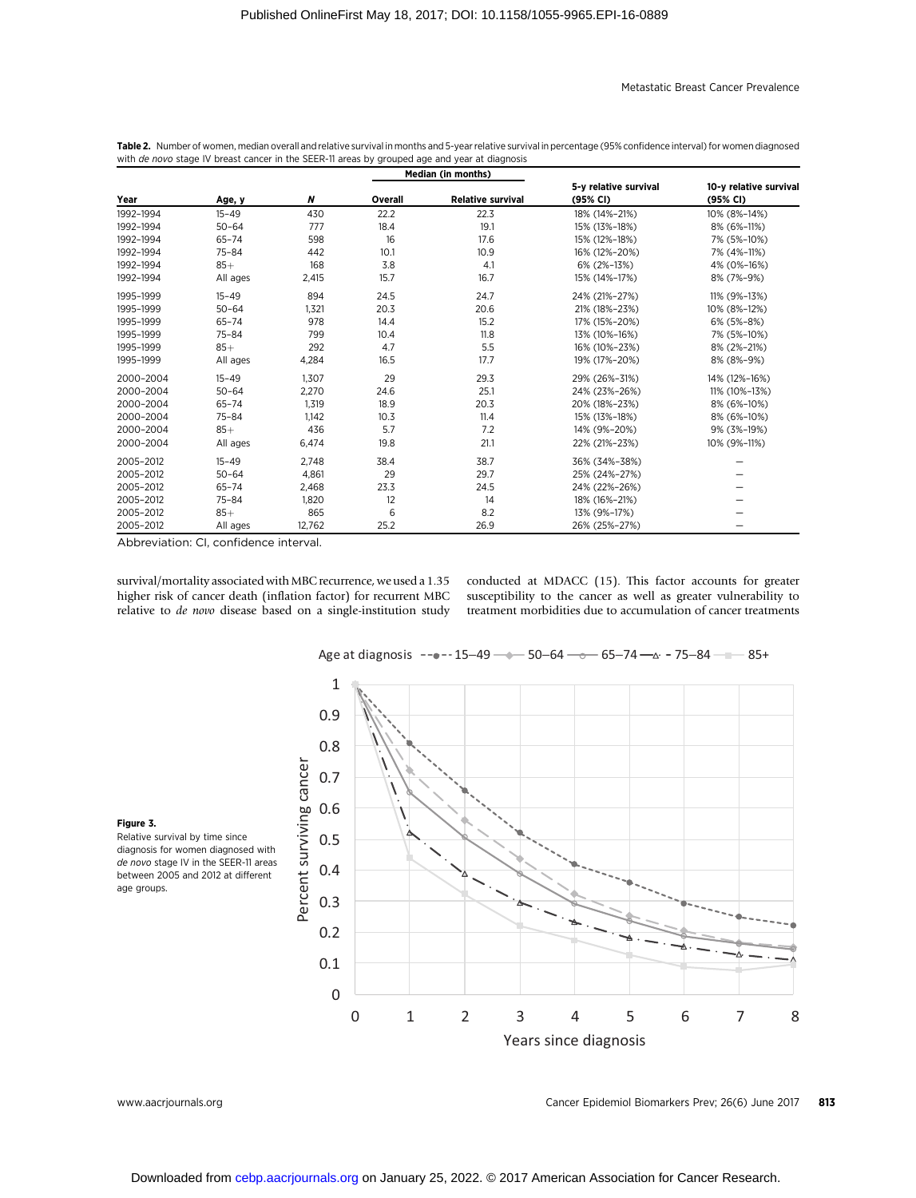**Table 2.** Number of women, median overall and relative survival in months and 5-year relative survival in percentage (95% confidence interval) for women diagnosed with *de novo* stage IV breast cancer in the SEER-11 areas by grouped age and year at diagnosis

| Year | Age, y | N | Median (in months) Overall | Relative survival | 5-y relative survival (95% CI) | 10-y relative survival (95% CI) |
|---|---|---|---|---|---|---|
| 1992–1994 | 15–49 | 430 | 22.2 | 22.3 | 18% (14%–21%) | 10% (8%–14%) |
| 1992–1994 | 50–64 | 777 | 18.4 | 19.1 | 15% (13%–18%) | 8% (6%–11%) |
| 1992–1994 | 65–74 | 598 | 16 | 17.6 | 15% (12%–18%) | 7% (5%–10%) |
| 1992–1994 | 75–84 | 442 | 10.1 | 10.9 | 16% (12%–20%) | 7% (4%–11%) |
| 1992–1994 | 85+ | 168 | 3.8 | 4.1 | 6% (2%–13%) | 4% (0%–16%) |
| 1992–1994 | All ages | 2,415 | 15.7 | 16.7 | 15% (14%–17%) | 8% (7%–9%) |
| 1995–1999 | 15–49 | 894 | 24.5 | 24.7 | 24% (21%–27%) | 11% (9%–13%) |
| 1995–1999 | 50–64 | 1,321 | 20.3 | 20.6 | 21% (18%–23%) | 10% (8%–12%) |
| 1995–1999 | 65–74 | 978 | 14.4 | 15.2 | 17% (15%–20%) | 6% (5%–8%) |
| 1995–1999 | 75–84 | 799 | 10.4 | 11.8 | 13% (10%–16%) | 7% (5%–10%) |
| 1995–1999 | 85+ | 292 | 4.7 | 5.5 | 16% (10%–23%) | 8% (2%–21%) |
| 1995–1999 | All ages | 4,284 | 16.5 | 17.7 | 19% (17%–20%) | 8% (8%–9%) |
| 2000–2004 | 15–49 | 1,307 | 29 | 29.3 | 29% (26%–31%) | 14% (12%–16%) |
| 2000–2004 | 50–64 | 2,270 | 24.6 | 25.1 | 24% (23%–26%) | 11% (10%–13%) |
| 2000–2004 | 65–74 | 1,319 | 18.9 | 20.3 | 20% (18%–23%) | 8% (6%–10%) |
| 2000–2004 | 75–84 | 1,142 | 10.3 | 11.4 | 15% (13%–18%) | 8% (6%–10%) |
| 2000–2004 | 85+ | 436 | 5.7 | 7.2 | 14% (9%–20%) | 9% (3%–19%) |
| 2000–2004 | All ages | 6,474 | 19.8 | 21.1 | 22% (21%–23%) | 10% (9%–11%) |
| 2005–2012 | 15–49 | 2,748 | 38.4 | 38.7 | 36% (34%–38%) | — |
| 2005–2012 | 50–64 | 4,861 | 29 | 29.7 | 25% (24%–27%) | — |
| 2005–2012 | 65–74 | 2,468 | 23.3 | 24.5 | 24% (22%–26%) | — |
| 2005–2012 | 75–84 | 1,820 | 12 | 14 | 18% (16%–21%) | — |
| 2005–2012 | 85+ | 865 | 6 | 8.2 | 13% (9%–17%) | — |
| 2005–2012 | All ages | 12,762 | 25.2 | 26.9 | 26% (25%–27%) | — |

Abbreviation: CI, confidence interval.

survival/mortality associated with MBC recurrence, we used a 1.35 higher risk of cancer death (inflation factor) for recurrent MBC relative to *de novo* disease based on a single-institution study conducted at MDACC (15). This factor accounts for greater susceptibility to the cancer as well as greater vulnerability to treatment morbidities due to accumulation of cancer treatments

**Figure 3.**
Relative survival by time since diagnosis for women diagnosed with *de novo* stage IV in the SEER-11 areas between 2005 and 2012 at different age groups.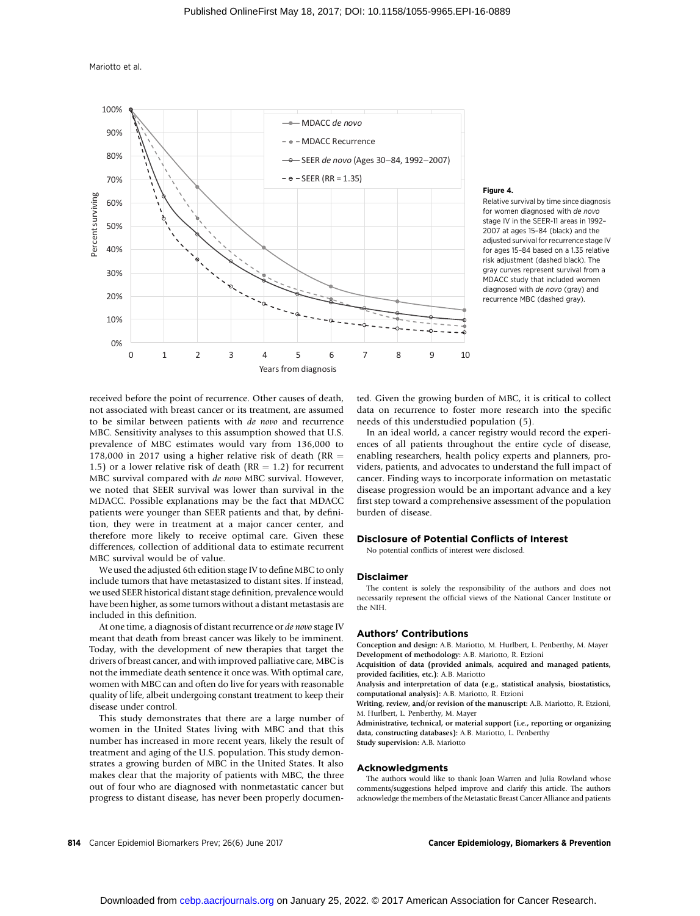**Figure 4.**

Relative survival by time since diagnosis for women diagnosed with *de novo* stage IV in the SEER-11 areas in 1992–2007 at ages 15–84 (black) and the adjusted survival for recurrence stage IV for ages 15–84 based on a 1.35 relative risk adjustment (dashed black). The gray curves represent survival from a MDACC study that included women diagnosed with *de novo* (gray) and recurrence MBC (dashed gray).

received before the point of recurrence. Other causes of death, not associated with breast cancer or its treatment, are assumed to be similar between patients with *de novo* and recurrence MBC. Sensitivity analyses to this assumption showed that U.S. prevalence of MBC estimates would vary from 136,000 to 178,000 in 2017 using a higher relative risk of death (RR = 1.5) or a lower relative risk of death (RR = 1.2) for recurrent MBC survival compared with *de novo* MBC survival. However, we noted that SEER survival was lower than survival in the MDACC. Possible explanations may be the fact that MDACC patients were younger than SEER patients and that, by definition, they were in treatment at a major cancer center, and therefore more likely to receive optimal care. Given these differences, collection of additional data to estimate recurrent MBC survival would be of value.

We used the adjusted 6th edition stage IV to define MBC to only include tumors that have metastasized to distant sites. If instead, we used SEER historical distant stage definition, prevalence would have been higher, as some tumors without a distant metastasis are included in this definition.

At one time, a diagnosis of distant recurrence or *de novo* stage IV meant that death from breast cancer was likely to be imminent. Today, with the development of new therapies that target the drivers of breast cancer, and with improved palliative care, MBC is not the immediate death sentence it once was. With optimal care, women with MBC can and often do live for years with reasonable quality of life, albeit undergoing constant treatment to keep their disease under control.

This study demonstrates that there are a large number of women in the United States living with MBC and that this number has increased in more recent years, likely the result of treatment and aging of the U.S. population. This study demonstrates a growing burden of MBC in the United States. It also makes clear that the majority of patients with MBC, the three out of four who are diagnosed with nonmetastatic cancer but progress to distant disease, has never been properly documented. Given the growing burden of MBC, it is critical to collect data on recurrence to foster more research into the specific needs of this understudied population (5).

In an ideal world, a cancer registry would record the experiences of all patients throughout the entire cycle of disease, enabling researchers, health policy experts and planners, providers, patients, and advocates to understand the full impact of cancer. Finding ways to incorporate information on metastatic disease progression would be an important advance and a key first step toward a comprehensive assessment of the population burden of disease.

## Disclosure of Potential Conflicts of Interest

No potential conflicts of interest were disclosed.

## Disclaimer

The content is solely the responsibility of the authors and does not necessarily represent the official views of the National Cancer Institute or the NIH.

## Authors' Contributions

**Conception and design:** A.B. Mariotto, M. Hurlbert, L. Penberthy, M. Mayer
**Development of methodology:** A.B. Mariotto, R. Etzioni
**Acquisition of data (provided animals, acquired and managed patients, provided facilities, etc.):** A.B. Mariotto
**Analysis and interpretation of data (e.g., statistical analysis, biostatistics, computational analysis):** A.B. Mariotto, R. Etzioni
**Writing, review, and/or revision of the manuscript:** A.B. Mariotto, R. Etzioni, M. Hurlbert, L. Penberthy, M. Mayer
**Administrative, technical, or material support (i.e., reporting or organizing data, constructing databases):** A.B. Mariotto, L. Penberthy
**Study supervision:** A.B. Mariotto

## Acknowledgments

The authors would like to thank Joan Warren and Julia Rowland whose comments/suggestions helped improve and clarify this article. The authors acknowledge the members of the Metastatic Breast Cancer Alliance and patients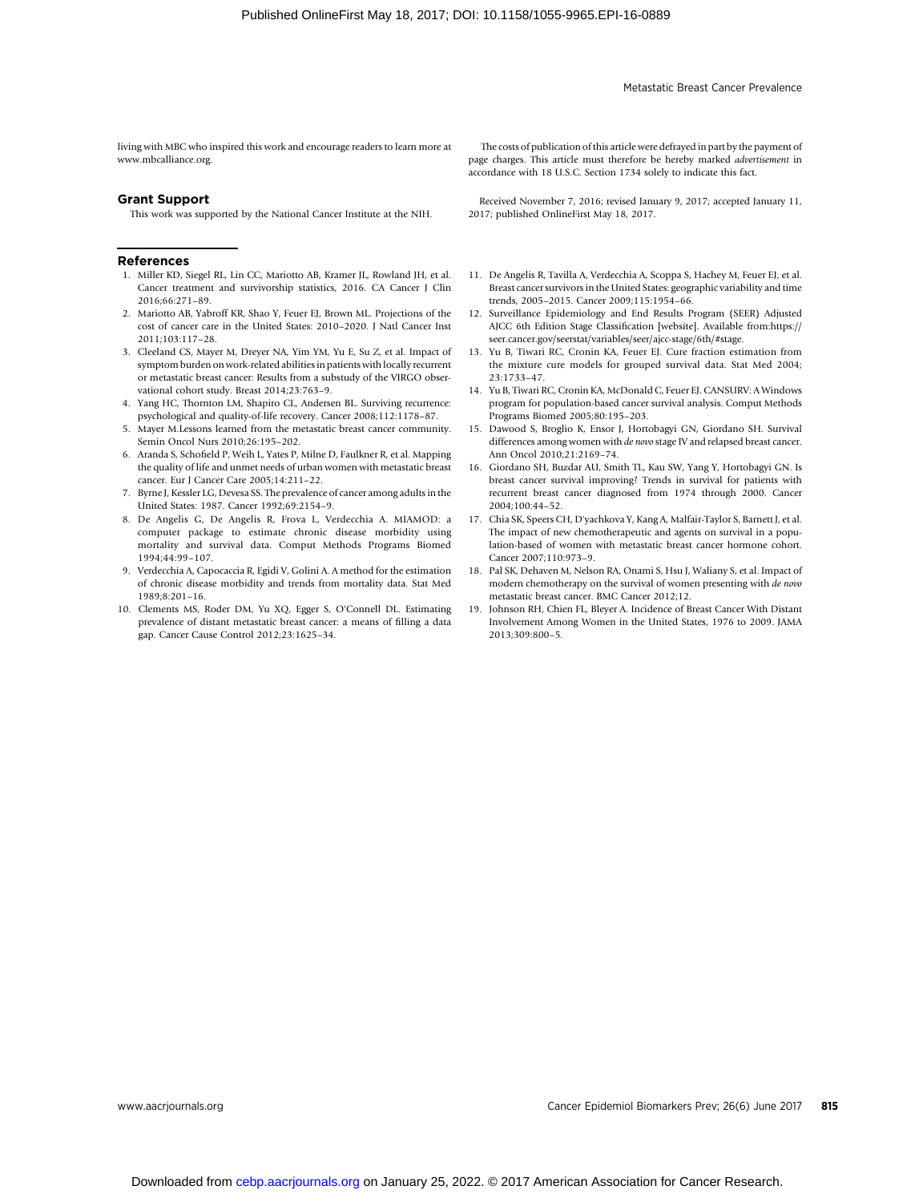living with MBC who inspired this work and encourage readers to learn more at www.mbcalliance.org.

## Grant Support

This work was supported by the National Cancer Institute at the NIH.

The costs of publication of this article were defrayed in part by the payment of page charges. This article must therefore be hereby marked *advertisement* in accordance with 18 U.S.C. Section 1734 solely to indicate this fact.

Received November 7, 2016; revised January 9, 2017; accepted January 11, 2017; published OnlineFirst May 18, 2017.

## References

1. Miller KD, Siegel RL, Lin CC, Mariotto AB, Kramer JL, Rowland JH, et al. Cancer treatment and survivorship statistics, 2016. CA Cancer J Clin 2016;66:271–89.
2. Mariotto AB, Yabroff KR, Shao Y, Feuer EJ, Brown ML. Projections of the cost of cancer care in the United States: 2010–2020. J Natl Cancer Inst 2011;103:117–28.
3. Cleeland CS, Mayer M, Dreyer NA, Yim YM, Yu E, Su Z, et al. Impact of symptom burden on work-related abilities in patients with locally recurrent or metastatic breast cancer: Results from a substudy of the VIRGO observational cohort study. Breast 2014;23:763–9.
4. Yang HC, Thornton LM, Shapiro CL, Andersen BL. Surviving recurrence: psychological and quality-of-life recovery. Cancer 2008;112:1178–87.
5. Mayer M.Lessons learned from the metastatic breast cancer community. Semin Oncol Nurs 2010;26:195–202.
6. Aranda S, Schofield P, Weih L, Yates P, Milne D, Faulkner R, et al. Mapping the quality of life and unmet needs of urban women with metastatic breast cancer. Eur J Cancer Care 2005;14:211–22.
7. Byrne J, Kessler LG, Devesa SS. The prevalence of cancer among adults in the United States: 1987. Cancer 1992;69:2154–9.
8. De Angelis G, De Angelis R, Frova L, Verdecchia A. MIAMOD: a computer package to estimate chronic disease morbidity using mortality and survival data. Comput Methods Programs Biomed 1994;44:99–107.
9. Verdecchia A, Capocaccia R, Egidi V, Golini A. A method for the estimation of chronic disease morbidity and trends from mortality data. Stat Med 1989;8:201–16.
10. Clements MS, Roder DM, Yu XQ, Egger S, O'Connell DL. Estimating prevalence of distant metastatic breast cancer: a means of filling a data gap. Cancer Cause Control 2012;23:1625–34.
11. De Angelis R, Tavilla A, Verdecchia A, Scoppa S, Hachey M, Feuer EJ, et al. Breast cancer survivors in the United States: geographic variability and time trends, 2005–2015. Cancer 2009;115:1954–66.
12. Surveillance Epidemiology and End Results Program (SEER) Adjusted AJCC 6th Edition Stage Classification [website]. Available from:https://seer.cancer.gov/seerstat/variables/seer/ajcc-stage/6th/#stage.
13. Yu B, Tiwari RC, Cronin KA, Feuer EJ. Cure fraction estimation from the mixture cure models for grouped survival data. Stat Med 2004;23:1733–47.
14. Yu B, Tiwari RC, Cronin KA, McDonald C, Feuer EJ. CANSURV: A Windows program for population-based cancer survival analysis. Comput Methods Programs Biomed 2005;80:195–203.
15. Dawood S, Broglio K, Ensor J, Hortobagyi GN, Giordano SH. Survival differences among women with *de novo* stage IV and relapsed breast cancer. Ann Oncol 2010;21:2169–74.
16. Giordano SH, Buzdar AU, Smith TL, Kau SW, Yang Y, Hortobagyi GN. Is breast cancer survival improving? Trends in survival for patients with recurrent breast cancer diagnosed from 1974 through 2000. Cancer 2004;100:44–52.
17. Chia SK, Speers CH, D'yachkova Y, Kang A, Malfair-Taylor S, Barnett J, et al. The impact of new chemotherapeutic and agents on survival in a population-based of women with metastatic breast cancer hormone cohort. Cancer 2007;110:973–9.
18. Pal SK, Dehaven M, Nelson RA, Onami S, Hsu J, Waliany S, et al. Impact of modern chemotherapy on the survival of women presenting with *de novo* metastatic breast cancer. BMC Cancer 2012;12.
19. Johnson RH, Chien FL, Bleyer A. Incidence of Breast Cancer With Distant Involvement Among Women in the United States, 1976 to 2009. JAMA 2013;309:800–5.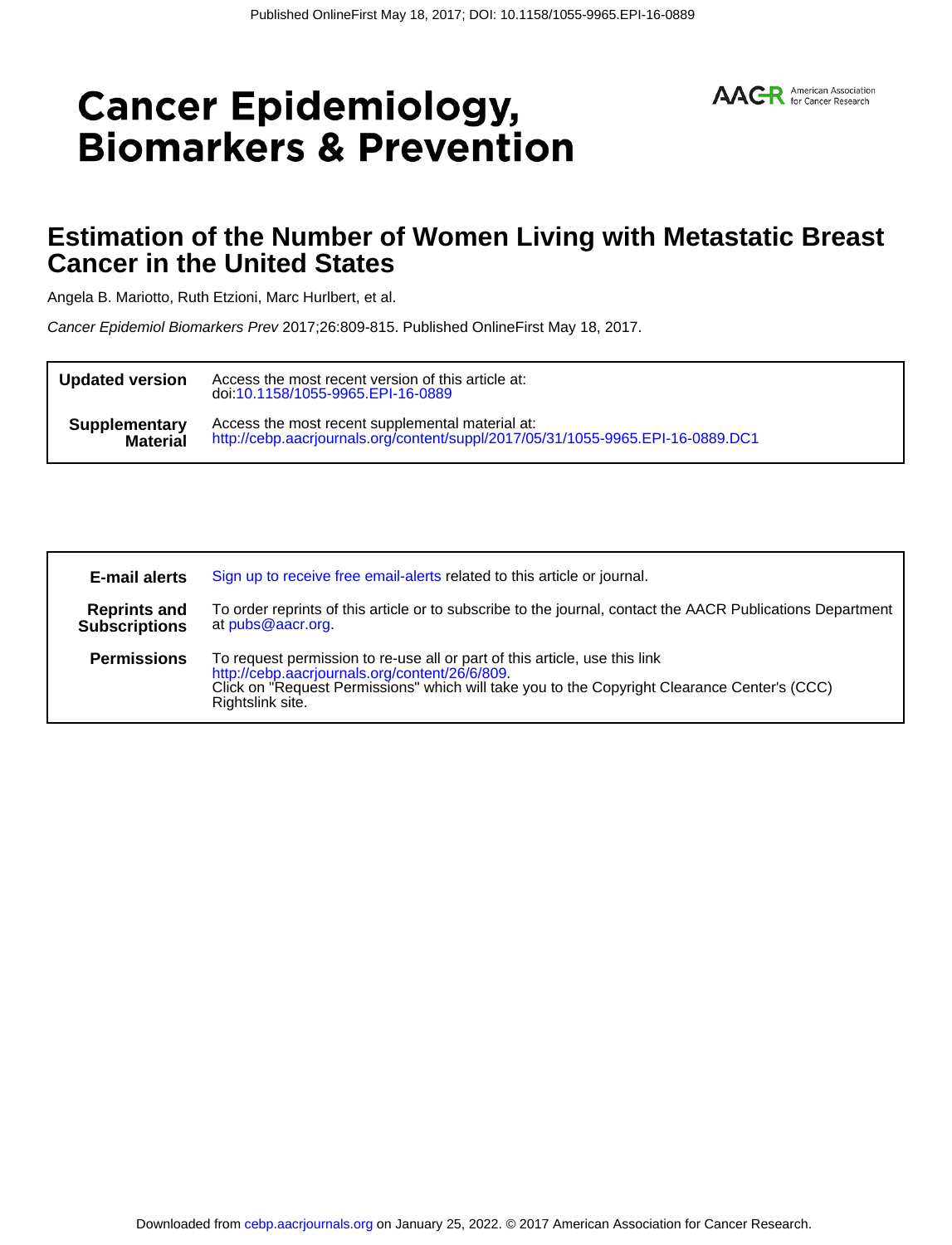# Cancer Epidemiology, Biomarkers & Prevention

AACR American Association for Cancer Research

## Estimation of the Number of Women Living with Metastatic Breast Cancer in the United States

Angela B. Mariotto, Ruth Etzioni, Marc Hurlbert, et al.

*Cancer Epidemiol Biomarkers Prev* 2017;26:809-815. Published OnlineFirst May 18, 2017.

| | |
|---|---|
| **Updated version** | Access the most recent version of this article at: doi:10.1158/1055-9965.EPI-16-0889 |
| **Supplementary Material** | Access the most recent supplemental material at: http://cebp.aacrjournals.org/content/suppl/2017/05/31/1055-9965.EPI-16-0889.DC1 |

| | |
|---|---|
| **E-mail alerts** | Sign up to receive free email-alerts related to this article or journal. |
| **Reprints and Subscriptions** | To order reprints of this article or to subscribe to the journal, contact the AACR Publications Department at pubs@aacr.org. |
| **Permissions** | To request permission to re-use all or part of this article, use this link http://cebp.aacrjournals.org/content/26/6/809. Click on "Request Permissions" which will take you to the Copyright Clearance Center's (CCC) Rightslink site. |